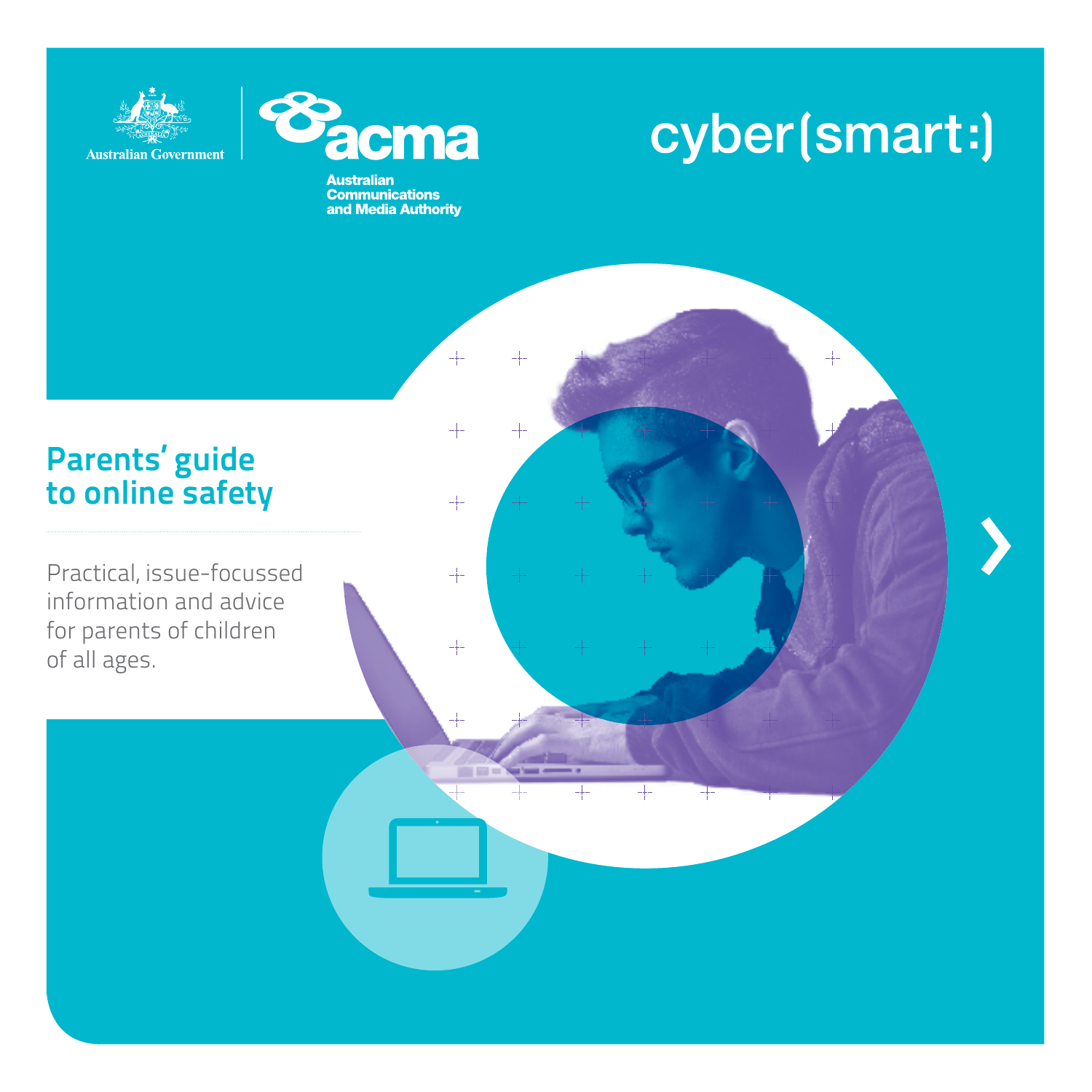Australian Government

acma

Australian Communications and Media Authority

cyber(smart:)

# Parents' guide to online safety

Practical, issue-focussed information and advice for parents of children of all ages.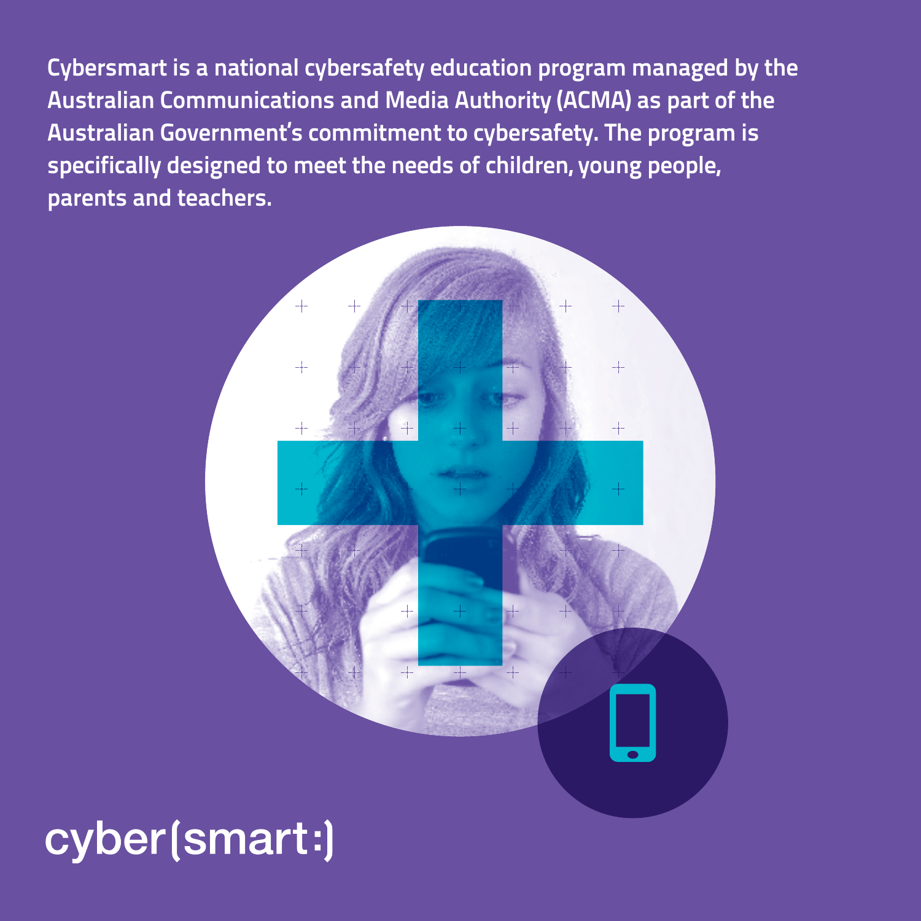**Cybersmart is a national cybersafety education program managed by the Australian Communications and Media Authority (ACMA) as part of the Australian Government's commitment to cybersafety. The program is specifically designed to meet the needs of children, young people, parents and teachers.**

cyber(smart:)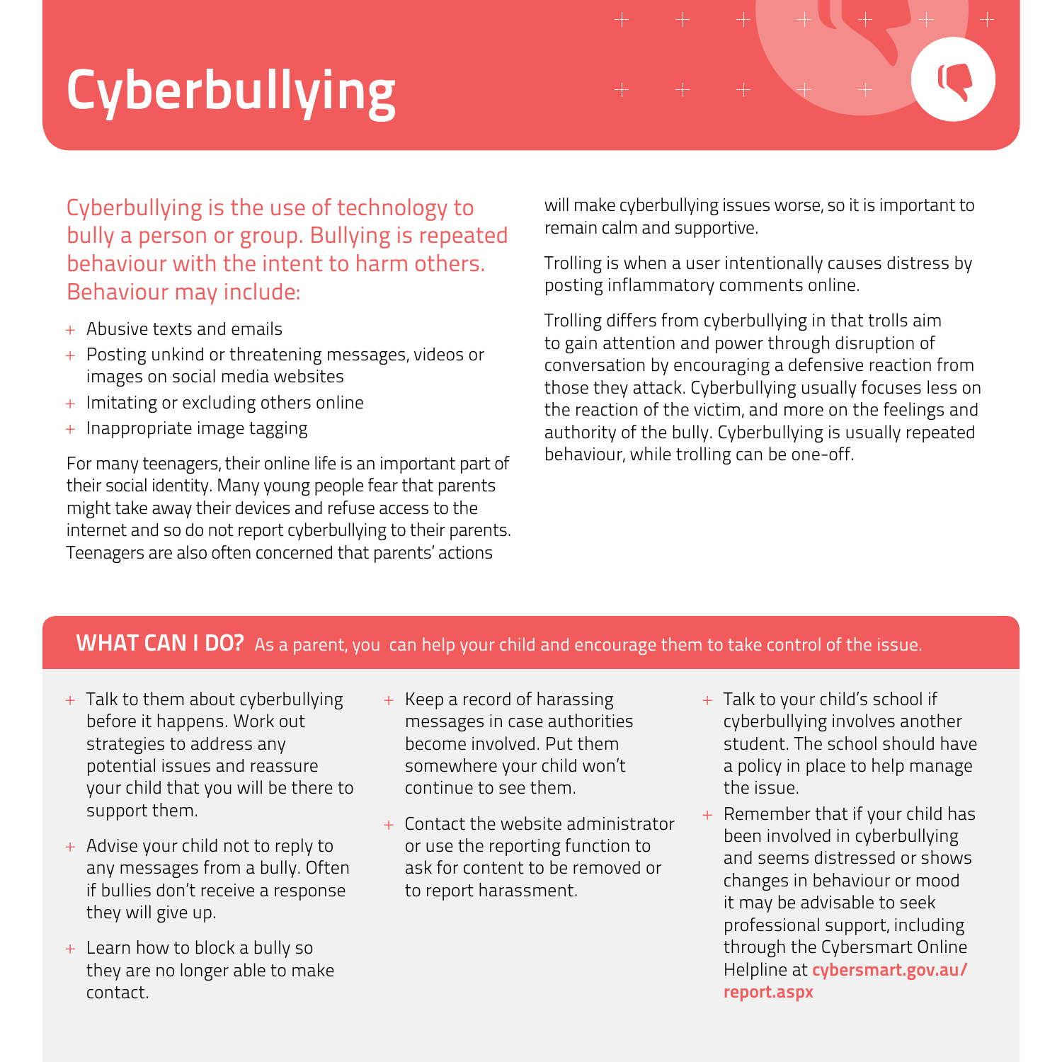# Cyberbullying

Cyberbullying is the use of technology to bully a person or group. Bullying is repeated behaviour with the intent to harm others. Behaviour may include:

- Abusive texts and emails
- Posting unkind or threatening messages, videos or images on social media websites
- Imitating or excluding others online
- Inappropriate image tagging

For many teenagers, their online life is an important part of their social identity. Many young people fear that parents might take away their devices and refuse access to the internet and so do not report cyberbullying to their parents. Teenagers are also often concerned that parents' actions will make cyberbullying issues worse, so it is important to remain calm and supportive.

Trolling is when a user intentionally causes distress by posting inflammatory comments online.

Trolling differs from cyberbullying in that trolls aim to gain attention and power through disruption of conversation by encouraging a defensive reaction from those they attack. Cyberbullying usually focuses less on the reaction of the victim, and more on the feelings and authority of the bully. Cyberbullying is usually repeated behaviour, while trolling can be one-off.

## WHAT CAN I DO?

As a parent, you can help your child and encourage them to take control of the issue.

- Talk to them about cyberbullying before it happens. Work out strategies to address any potential issues and reassure your child that you will be there to support them.
- Advise your child not to reply to any messages from a bully. Often if bullies don't receive a response they will give up.
- Learn how to block a bully so they are no longer able to make contact.
- Keep a record of harassing messages in case authorities become involved. Put them somewhere your child won't continue to see them.
- Contact the website administrator or use the reporting function to ask for content to be removed or to report harassment.
- Talk to your child's school if cyberbullying involves another student. The school should have a policy in place to help manage the issue.
- Remember that if your child has been involved in cyberbullying and seems distressed or shows changes in behaviour or mood it may be advisable to seek professional support, including through the Cybersmart Online Helpline at **cybersmart.gov.au/report.aspx**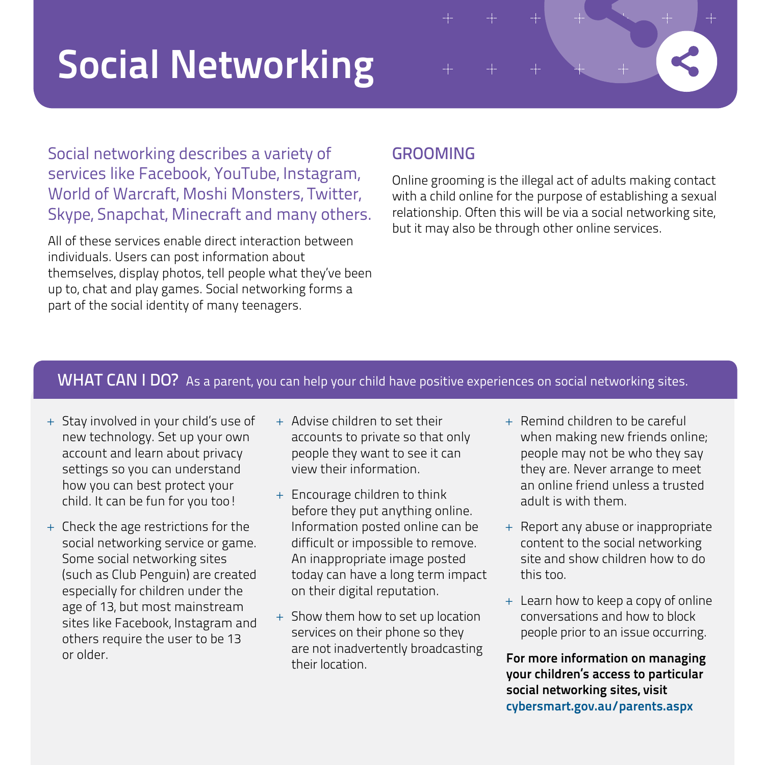# Social Networking

Social networking describes a variety of services like Facebook, YouTube, Instagram, World of Warcraft, Moshi Monsters, Twitter, Skype, Snapchat, Minecraft and many others.

All of these services enable direct interaction between individuals. Users can post information about themselves, display photos, tell people what they've been up to, chat and play games. Social networking forms a part of the social identity of many teenagers.

## GROOMING

Online grooming is the illegal act of adults making contact with a child online for the purpose of establishing a sexual relationship. Often this will be via a social networking site, but it may also be through other online services.

## WHAT CAN I DO?

As a parent, you can help your child have positive experiences on social networking sites.

- Stay involved in your child's use of new technology. Set up your own account and learn about privacy settings so you can understand how you can best protect your child. It can be fun for you too!
- Check the age restrictions for the social networking service or game. Some social networking sites (such as Club Penguin) are created especially for children under the age of 13, but most mainstream sites like Facebook, Instagram and others require the user to be 13 or older.
- Advise children to set their accounts to private so that only people they want to see it can view their information.
- Encourage children to think before they put anything online. Information posted online can be difficult or impossible to remove. An inappropriate image posted today can have a long term impact on their digital reputation.
- Show them how to set up location services on their phone so they are not inadvertently broadcasting their location.
- Remind children to be careful when making new friends online; people may not be who they say they are. Never arrange to meet an online friend unless a trusted adult is with them.
- Report any abuse or inappropriate content to the social networking site and show children how to do this too.
- Learn how to keep a copy of online conversations and how to block people prior to an issue occurring.

**For more information on managing your children's access to particular social networking sites, visit cybersmart.gov.au/parents.aspx**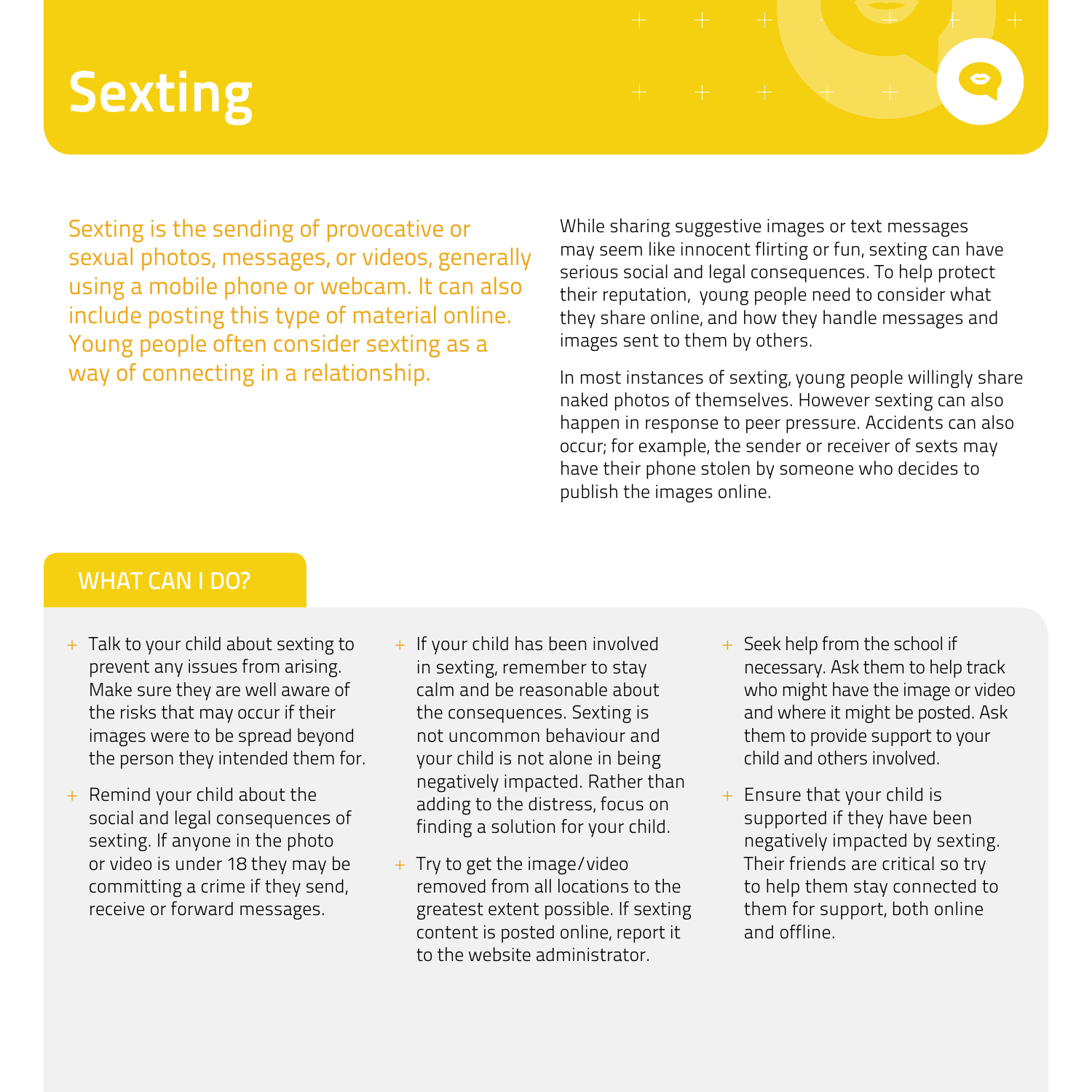# Sexting

Sexting is the sending of provocative or sexual photos, messages, or videos, generally using a mobile phone or webcam. It can also include posting this type of material online. Young people often consider sexting as a way of connecting in a relationship.

While sharing suggestive images or text messages may seem like innocent flirting or fun, sexting can have serious social and legal consequences. To help protect their reputation, young people need to consider what they share online, and how they handle messages and images sent to them by others.

In most instances of sexting, young people willingly share naked photos of themselves. However sexting can also happen in response to peer pressure. Accidents can also occur; for example, the sender or receiver of sexts may have their phone stolen by someone who decides to publish the images online.

## WHAT CAN I DO?

- Talk to your child about sexting to prevent any issues from arising. Make sure they are well aware of the risks that may occur if their images were to be spread beyond the person they intended them for.
- Remind your child about the social and legal consequences of sexting. If anyone in the photo or video is under 18 they may be committing a crime if they send, receive or forward messages.
- If your child has been involved in sexting, remember to stay calm and be reasonable about the consequences. Sexting is not uncommon behaviour and your child is not alone in being negatively impacted. Rather than adding to the distress, focus on finding a solution for your child.
- Try to get the image/video removed from all locations to the greatest extent possible. If sexting content is posted online, report it to the website administrator.
- Seek help from the school if necessary. Ask them to help track who might have the image or video and where it might be posted. Ask them to provide support to your child and others involved.
- Ensure that your child is supported if they have been negatively impacted by sexting. Their friends are critical so try to help them stay connected to them for support, both online and offline.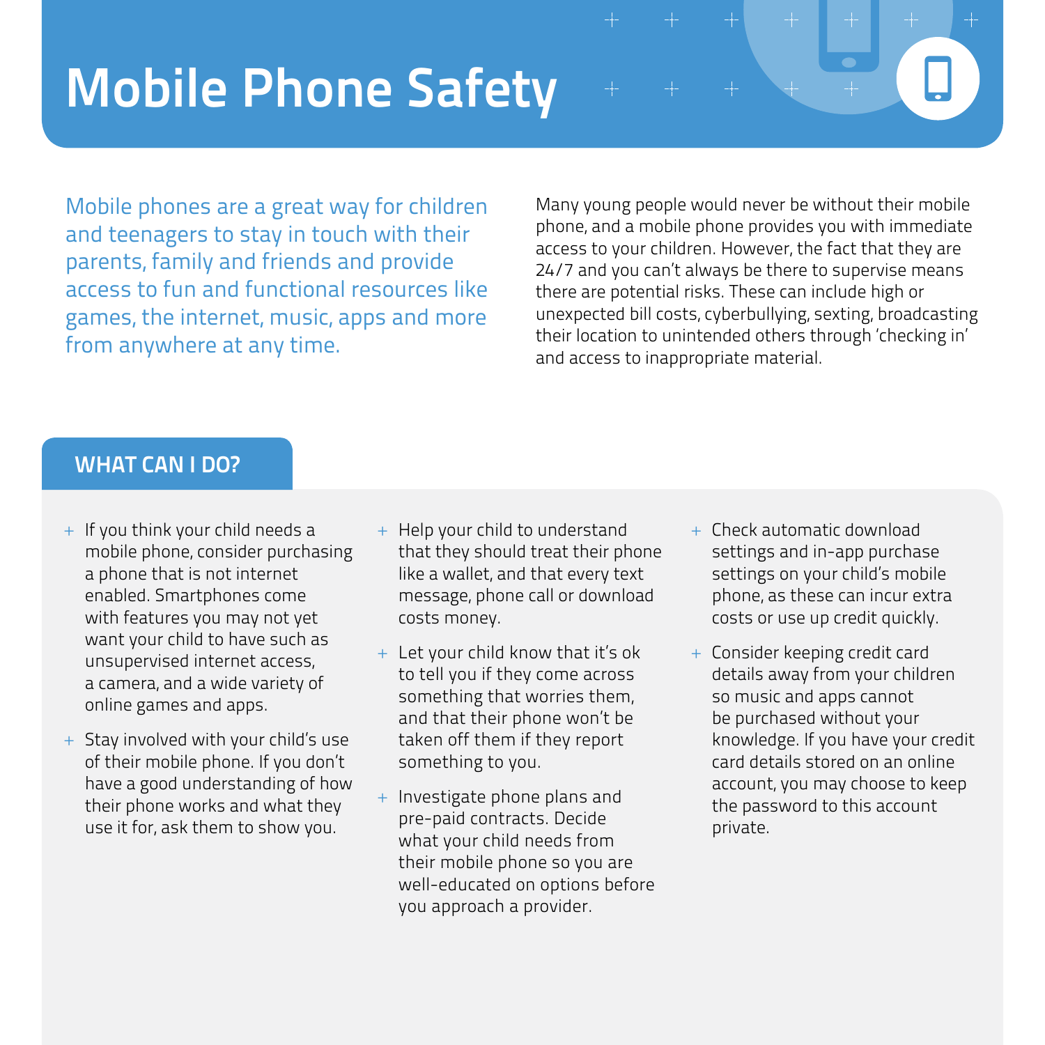# Mobile Phone Safety

Mobile phones are a great way for children and teenagers to stay in touch with their parents, family and friends and provide access to fun and functional resources like games, the internet, music, apps and more from anywhere at any time.

Many young people would never be without their mobile phone, and a mobile phone provides you with immediate access to your children. However, the fact that they are 24/7 and you can't always be there to supervise means there are potential risks. These can include high or unexpected bill costs, cyberbullying, sexting, broadcasting their location to unintended others through 'checking in' and access to inappropriate material.

## WHAT CAN I DO?

- If you think your child needs a mobile phone, consider purchasing a phone that is not internet enabled. Smartphones come with features you may not yet want your child to have such as unsupervised internet access, a camera, and a wide variety of online games and apps.
- Stay involved with your child's use of their mobile phone. If you don't have a good understanding of how their phone works and what they use it for, ask them to show you.
- Help your child to understand that they should treat their phone like a wallet, and that every text message, phone call or download costs money.
- Let your child know that it's ok to tell you if they come across something that worries them, and that their phone won't be taken off them if they report something to you.
- Investigate phone plans and pre-paid contracts. Decide what your child needs from their mobile phone so you are well-educated on options before you approach a provider.
- Check automatic download settings and in-app purchase settings on your child's mobile phone, as these can incur extra costs or use up credit quickly.
- Consider keeping credit card details away from your children so music and apps cannot be purchased without your knowledge. If you have your credit card details stored on an online account, you may choose to keep the password to this account private.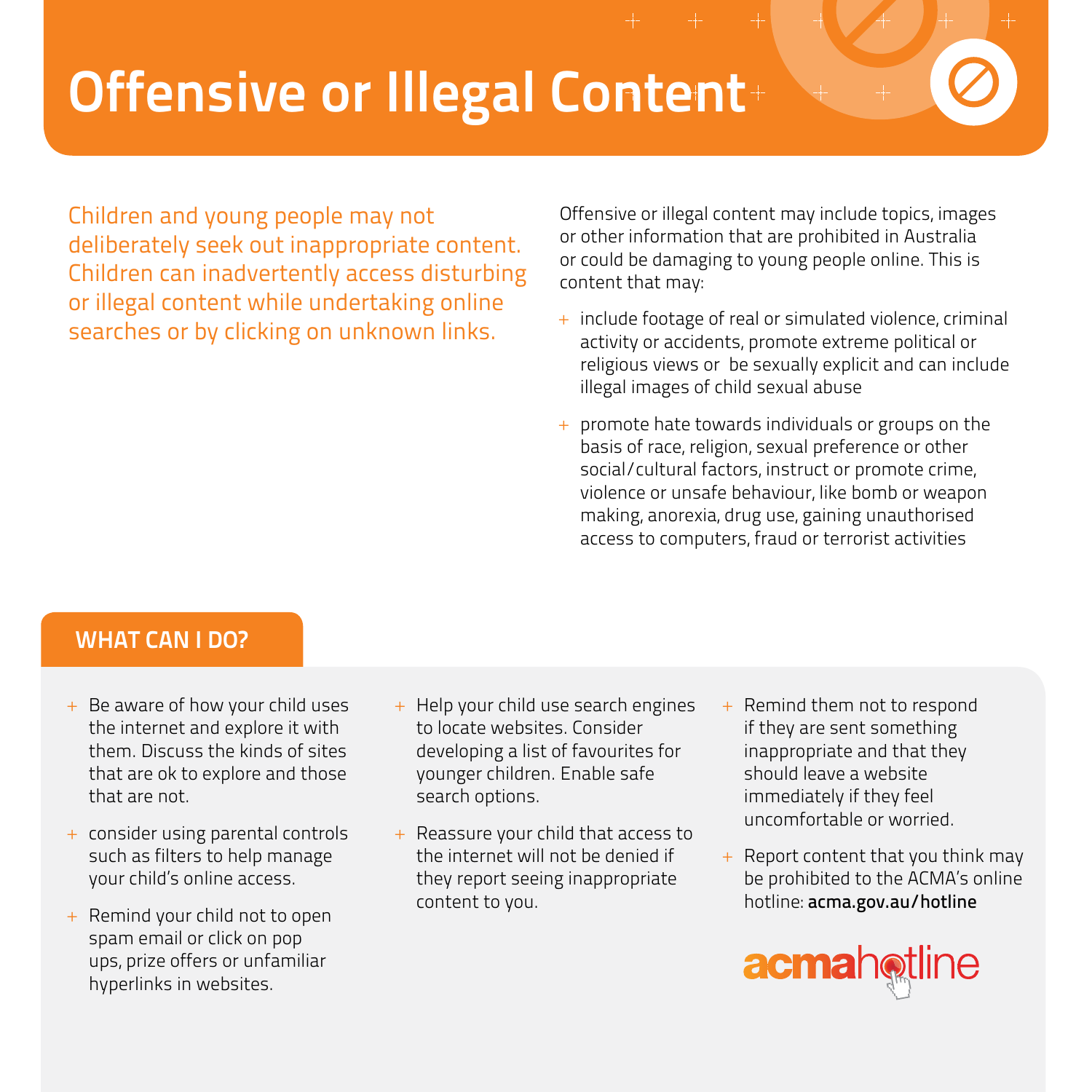# Offensive or Illegal Content

Children and young people may not deliberately seek out inappropriate content. Children can inadvertently access disturbing or illegal content while undertaking online searches or by clicking on unknown links.

Offensive or illegal content may include topics, images or other information that are prohibited in Australia or could be damaging to young people online. This is content that may:

- include footage of real or simulated violence, criminal activity or accidents, promote extreme political or religious views or be sexually explicit and can include illegal images of child sexual abuse
- promote hate towards individuals or groups on the basis of race, religion, sexual preference or other social/cultural factors, instruct or promote crime, violence or unsafe behaviour, like bomb or weapon making, anorexia, drug use, gaining unauthorised access to computers, fraud or terrorist activities

## WHAT CAN I DO?

- Be aware of how your child uses the internet and explore it with them. Discuss the kinds of sites that are ok to explore and those that are not.
- consider using parental controls such as filters to help manage your child's online access.
- Remind your child not to open spam email or click on pop ups, prize offers or unfamiliar hyperlinks in websites.
- Help your child use search engines to locate websites. Consider developing a list of favourites for younger children. Enable safe search options.
- Reassure your child that access to the internet will not be denied if they report seeing inappropriate content to you.
- Remind them not to respond if they are sent something inappropriate and that they should leave a website immediately if they feel uncomfortable or worried.
- Report content that you think may be prohibited to the ACMA's online hotline: **acma.gov.au/hotline**

acmahotline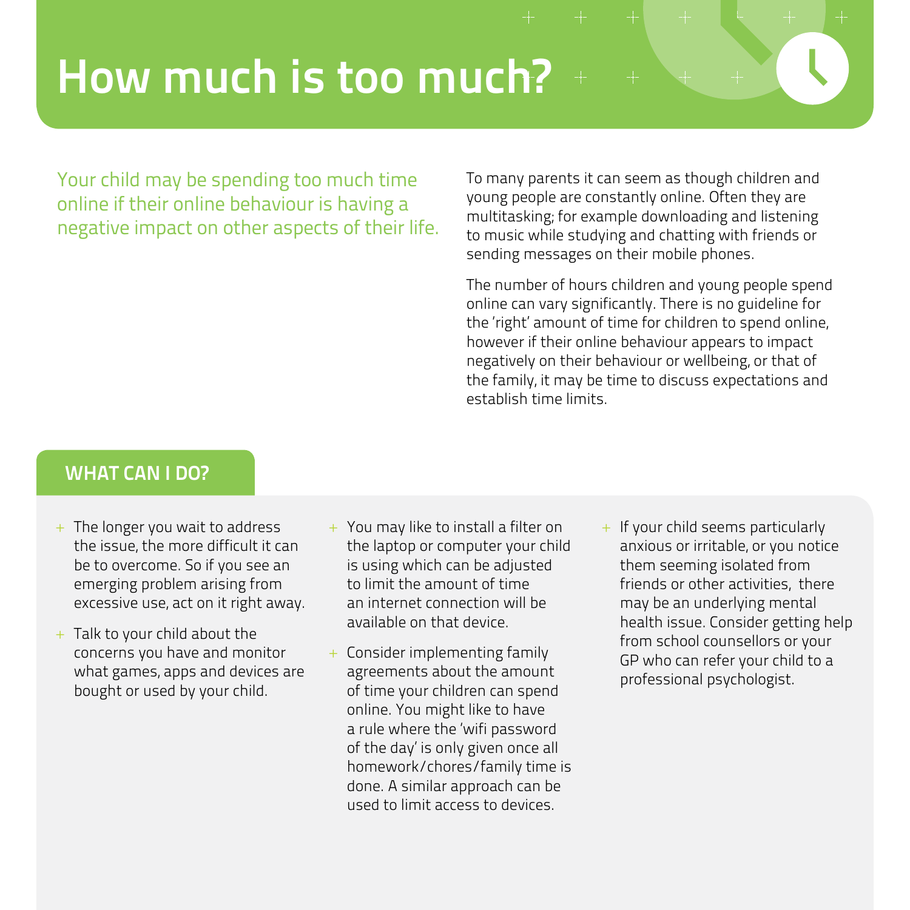# How much is too much?

Your child may be spending too much time online if their online behaviour is having a negative impact on other aspects of their life.

To many parents it can seem as though children and young people are constantly online. Often they are multitasking; for example downloading and listening to music while studying and chatting with friends or sending messages on their mobile phones.

The number of hours children and young people spend online can vary significantly. There is no guideline for the 'right' amount of time for children to spend online, however if their online behaviour appears to impact negatively on their behaviour or wellbeing, or that of the family, it may be time to discuss expectations and establish time limits.

## WHAT CAN I DO?

- The longer you wait to address the issue, the more difficult it can be to overcome. So if you see an emerging problem arising from excessive use, act on it right away.
- Talk to your child about the concerns you have and monitor what games, apps and devices are bought or used by your child.
- You may like to install a filter on the laptop or computer your child is using which can be adjusted to limit the amount of time an internet connection will be available on that device.
- Consider implementing family agreements about the amount of time your children can spend online. You might like to have a rule where the 'wifi password of the day' is only given once all homework/chores/family time is done. A similar approach can be used to limit access to devices.
- If your child seems particularly anxious or irritable, or you notice them seeming isolated from friends or other activities, there may be an underlying mental health issue. Consider getting help from school counsellors or your GP who can refer your child to a professional psychologist.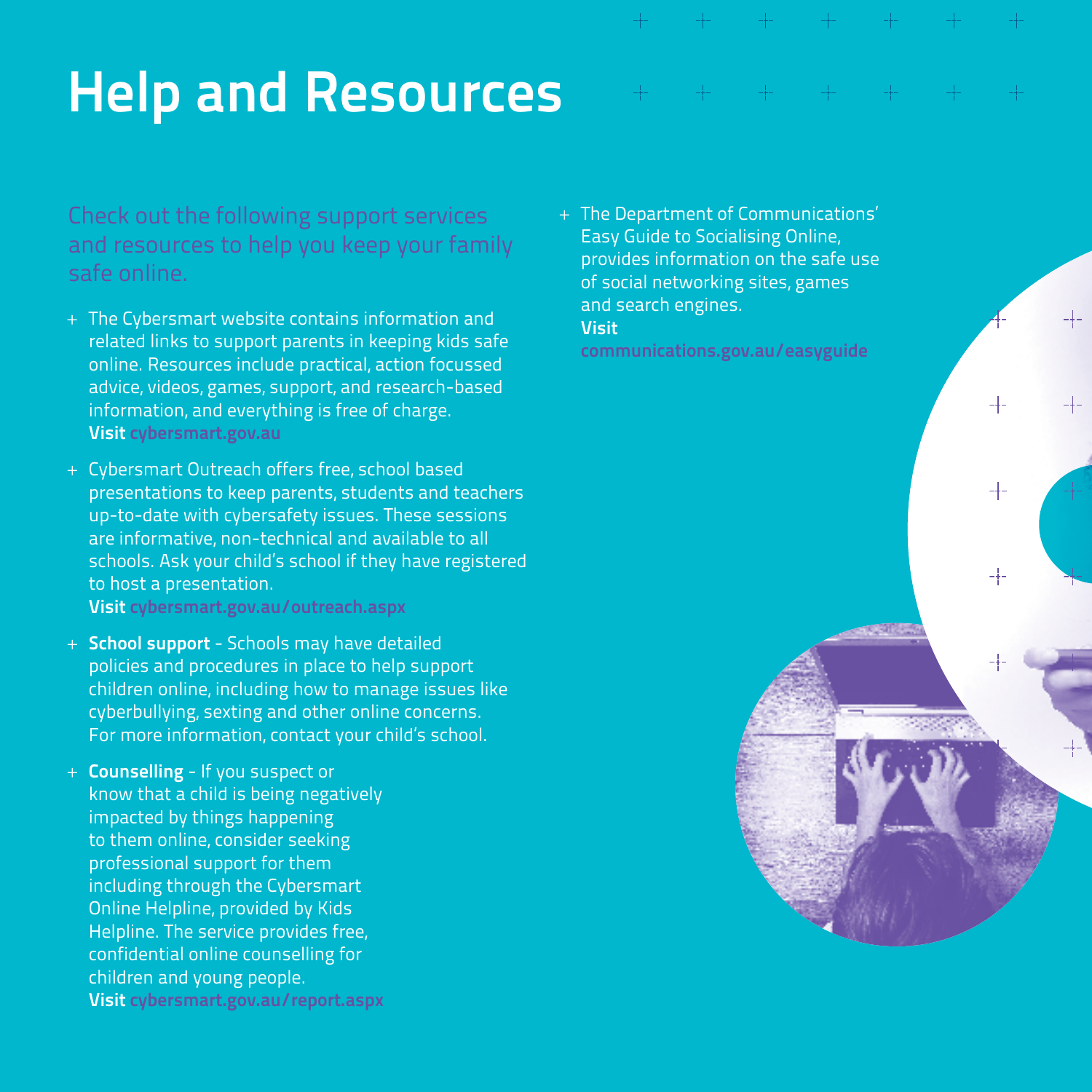# Help and Resources

Check out the following support services and resources to help you keep your family safe online.

- The Cybersmart website contains information and related links to support parents in keeping kids safe online. Resources include practical, action focussed advice, videos, games, support, and research-based information, and everything is free of charge.
  **Visit** cybersmart.gov.au
- Cybersmart Outreach offers free, school based presentations to keep parents, students and teachers up-to-date with cybersafety issues. These sessions are informative, non-technical and available to all schools. Ask your child's school if they have registered to host a presentation.
  **Visit** cybersmart.gov.au/outreach.aspx
- **School support** - Schools may have detailed policies and procedures in place to help support children online, including how to manage issues like cyberbullying, sexting and other online concerns. For more information, contact your child's school.
- **Counselling** - If you suspect or know that a child is being negatively impacted by things happening to them online, consider seeking professional support for them including through the Cybersmart Online Helpline, provided by Kids Helpline. The service provides free, confidential online counselling for children and young people.
  **Visit** cybersmart.gov.au/report.aspx
- The Department of Communications' Easy Guide to Socialising Online, provides information on the safe use of social networking sites, games and search engines.
  **Visit** communications.gov.au/easyguide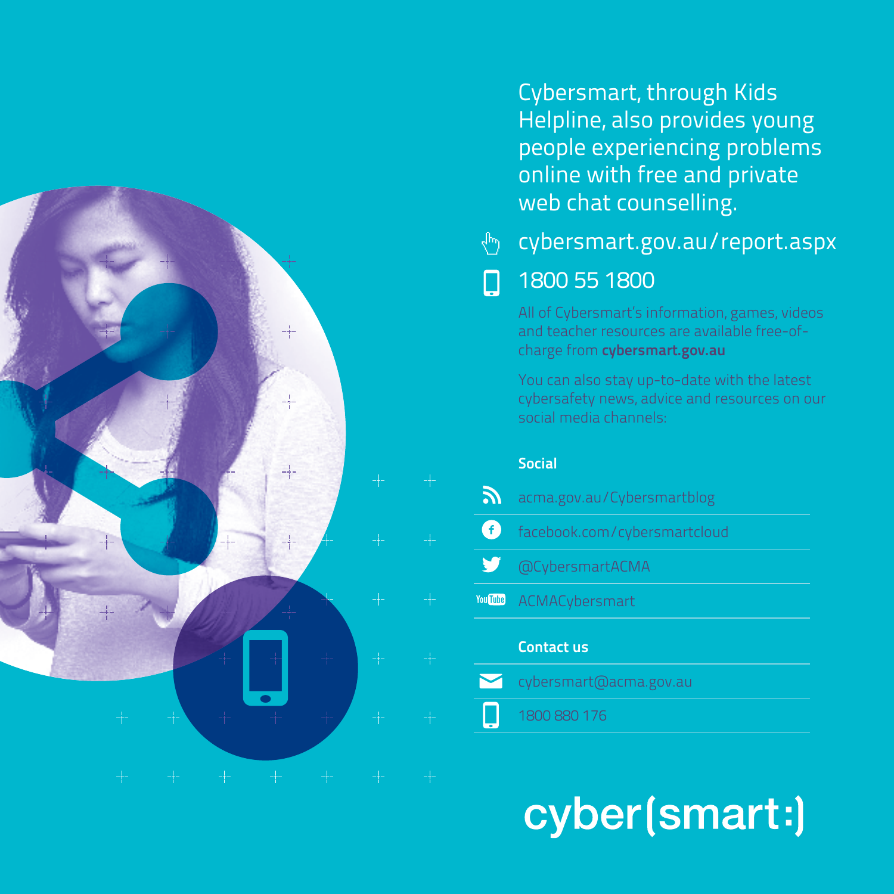Cybersmart, through Kids Helpline, also provides young people experiencing problems online with free and private web chat counselling.

cybersmart.gov.au/report.aspx

1800 55 1800

All of Cybersmart's information, games, videos and teacher resources are available free-of-charge from **cybersmart.gov.au**

You can also stay up-to-date with the latest cybersafety news, advice and resources on our social media channels:

**Social**

acma.gov.au/Cybersmartblog

facebook.com/cybersmartcloud

@CybersmartACMA

ACMACybersmart

**Contact us**

cybersmart@acma.gov.au

1800 880 176

cyber(smart:)